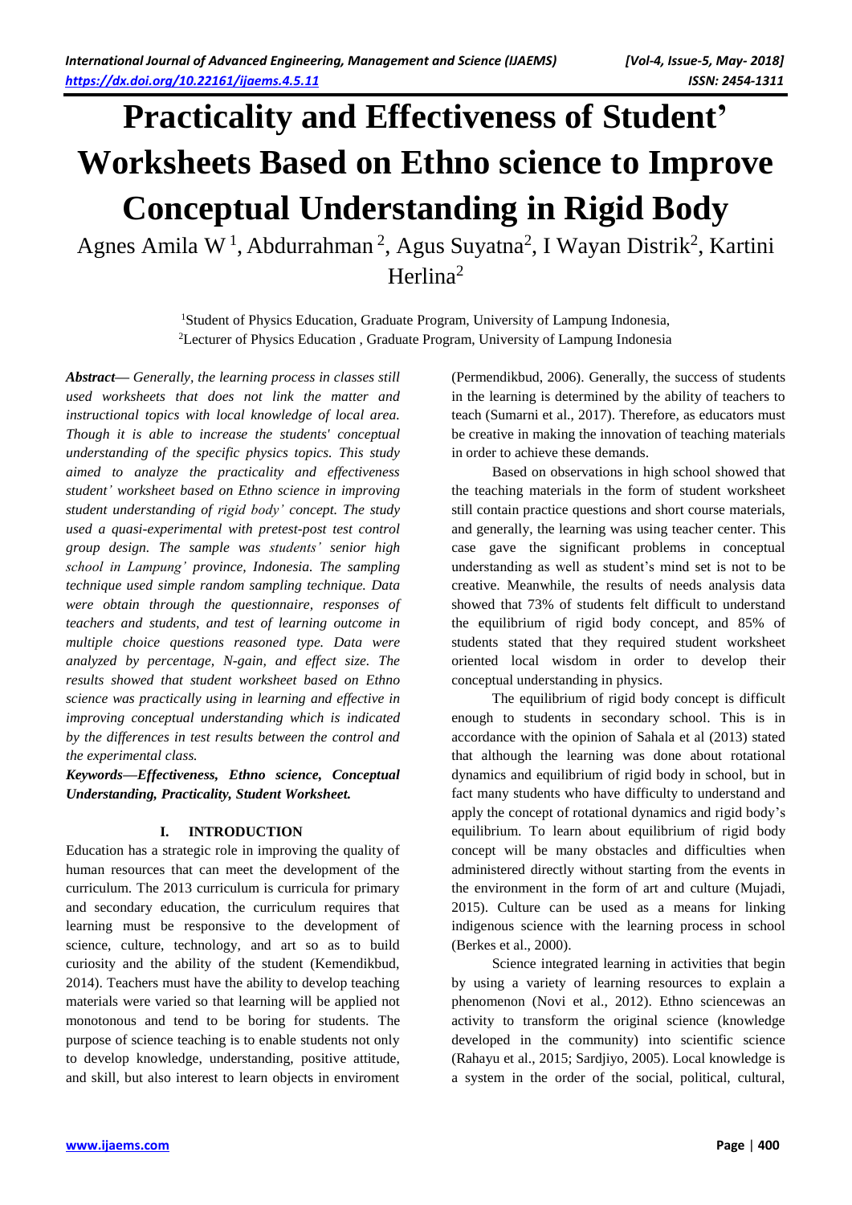# Practicality and Effectiveness of Student' Worksheets Based on Ethno science to Improve Conceptual Understanding in Rigid Body

Agnes Amila W [1], Abdurrahman [2], Agus Suyatna[2], I Wayan Distrik[2], Kartini Herlina[2]

[1]Student of Physics Education, Graduate Program, University of Lampung Indonesia,
[2]Lecturer of Physics Education , Graduate Program, University of Lampung Indonesia

***Abstract*****—** *Generally, the learning process in classes still used worksheets that does not link the matter and instructional topics with local knowledge of local area. Though it is able to increase the students' conceptual understanding of the specific physics topics. This study aimed to analyze the practicality and effectiveness student' worksheet based on Ethno science in improving student understanding of rigid body' concept. The study used a quasi-experimental with pretest-post test control group design. The sample was students' senior high school in Lampung' province, Indonesia. The sampling technique used simple random sampling technique. Data were obtain through the questionnaire, responses of teachers and students, and test of learning outcome in multiple choice questions reasoned type. Data were analyzed by percentage, N-gain, and effect size. The results showed that student worksheet based on Ethno science was practically using in learning and effective in improving conceptual understanding which is indicated by the differences in test results between the control and the experimental class.*

***Keywords—Effectiveness, Ethno science, Conceptual Understanding, Practicality, Student Worksheet.***

## I. INTRODUCTION

Education has a strategic role in improving the quality of human resources that can meet the development of the curriculum. The 2013 curriculum is curricula for primary and secondary education, the curriculum requires that learning must be responsive to the development of science, culture, technology, and art so as to build curiosity and the ability of the student (Kemendikbud, 2014). Teachers must have the ability to develop teaching materials were varied so that learning will be applied not monotonous and tend to be boring for students. The purpose of science teaching is to enable students not only to develop knowledge, understanding, positive attitude, and skill, but also interest to learn objects in enviroment (Permendikbud, 2006). Generally, the success of students in the learning is determined by the ability of teachers to teach (Sumarni et al., 2017). Therefore, as educators must be creative in making the innovation of teaching materials in order to achieve these demands.

Based on observations in high school showed that the teaching materials in the form of student worksheet still contain practice questions and short course materials, and generally, the learning was using teacher center. This case gave the significant problems in conceptual understanding as well as student's mind set is not to be creative. Meanwhile, the results of needs analysis data showed that 73% of students felt difficult to understand the equilibrium of rigid body concept, and 85% of students stated that they required student worksheet oriented local wisdom in order to develop their conceptual understanding in physics.

The equilibrium of rigid body concept is difficult enough to students in secondary school. This is in accordance with the opinion of Sahala et al (2013) stated that although the learning was done about rotational dynamics and equilibrium of rigid body in school, but in fact many students who have difficulty to understand and apply the concept of rotational dynamics and rigid body's equilibrium. To learn about equilibrium of rigid body concept will be many obstacles and difficulties when administered directly without starting from the events in the environment in the form of art and culture (Mujadi, 2015). Culture can be used as a means for linking indigenous science with the learning process in school (Berkes et al., 2000).

Science integrated learning in activities that begin by using a variety of learning resources to explain a phenomenon (Novi et al., 2012). Ethno sciencewas an activity to transform the original science (knowledge developed in the community) into scientific science (Rahayu et al., 2015; Sardjiyo, 2005). Local knowledge is a system in the order of the social, political, cultural,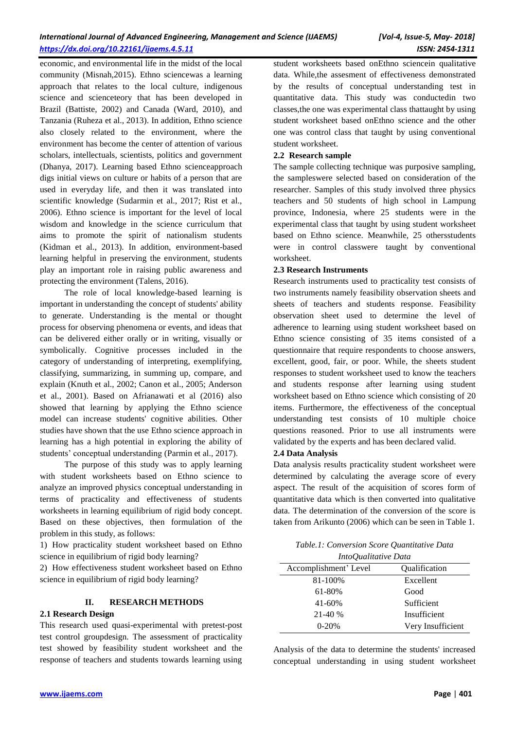economic, and environmental life in the midst of the local community (Misnah,2015). Ethno sciencewas a learning approach that relates to the local culture, indigenous science and scienceteory that has been developed in Brazil (Battiste, 2002) and Canada (Ward, 2010), and Tanzania (Ruheza et al., 2013). In addition, Ethno science also closely related to the environment, where the environment has become the center of attention of various scholars, intellectuals, scientists, politics and government (Dhanya, 2017). Learning based Ethno scienceapproach digs initial views on culture or habits of a person that are used in everyday life, and then it was translated into scientific knowledge (Sudarmin et al., 2017; Rist et al., 2006). Ethno science is important for the level of local wisdom and knowledge in the science curriculum that aims to promote the spirit of nationalism students (Kidman et al., 2013). In addition, environment-based learning helpful in preserving the environment, students play an important role in raising public awareness and protecting the environment (Talens, 2016).

The role of local knowledge-based learning is important in understanding the concept of students' ability to generate. Understanding is the mental or thought process for observing phenomena or events, and ideas that can be delivered either orally or in writing, visually or symbolically. Cognitive processes included in the category of understanding of interpreting, exemplifying, classifying, summarizing, in summing up, compare, and explain (Knuth et al., 2002; Canon et al., 2005; Anderson et al., 2001). Based on Afrianawati et al (2016) also showed that learning by applying the Ethno science model can increase students' cognitive abilities. Other studies have shown that the use Ethno science approach in learning has a high potential in exploring the ability of students' conceptual understanding (Parmin et al., 2017).

The purpose of this study was to apply learning with student worksheets based on Ethno science to analyze an improved physics conceptual understanding in terms of practicality and effectiveness of students worksheets in learning equilibrium of rigid body concept. Based on these objectives, then formulation of the problem in this study, as follows:

1) How practicality student worksheet based on Ethno science in equilibrium of rigid body learning?

2) How effectiveness student worksheet based on Ethno science in equilibrium of rigid body learning?

## II. RESEARCH METHODS

### 2.1 Research Design

This research used quasi-experimental with pretest-post test control groupdesign. The assessment of practicality test showed by feasibility student worksheet and the response of teachers and students towards learning using student worksheets based onEthno sciencein qualitative data. While,the assesment of effectiveness demonstrated by the results of conceptual understanding test in quantitative data. This study was conductedin two classes,the one was experimental class thattaught by using student worksheet based onEthno science and the other one was control class that taught by using conventional student worksheet.

### 2.2 Research sample

The sample collecting technique was purposive sampling, the sampleswere selected based on consideration of the researcher. Samples of this study involved three physics teachers and 50 students of high school in Lampung province, Indonesia, where 25 students were in the experimental class that taught by using student worksheet based on Ethno science. Meanwhile, 25 othersstudents were in control classwere taught by conventional worksheet.

### 2.3 Research Instruments

Research instruments used to practicality test consists of two instruments namely feasibility observation sheets and sheets of teachers and students response. Feasibility observation sheet used to determine the level of adherence to learning using student worksheet based on Ethno science consisting of 35 items consisted of a questionnaire that require respondents to choose answers, excellent, good, fair, or poor. While, the sheets student responses to student worksheet used to know the teachers and students response after learning using student worksheet based on Ethno science which consisting of 20 items. Furthermore, the effectiveness of the conceptual understanding test consists of 10 multiple choice questions reasoned. Prior to use all instruments were validated by the experts and has been declared valid.

### 2.4 Data Analysis

Data analysis results practicality student worksheet were determined by calculating the average score of every aspect. The result of the acquisition of scores form of quantitative data which is then converted into qualitative data. The determination of the conversion of the score is taken from Arikunto (2006) which can be seen in Table 1.

*Table.1: Conversion Score Quantitative Data IntoQualitative Data*

| Accomplishment' Level | Qualification |
|---|---|
| 81-100% | Excellent |
| 61-80% | Good |
| 41-60% | Sufficient |
| 21-40 % | Insufficient |
| 0-20% | Very Insufficient |

Analysis of the data to determine the students' increased conceptual understanding in using student worksheet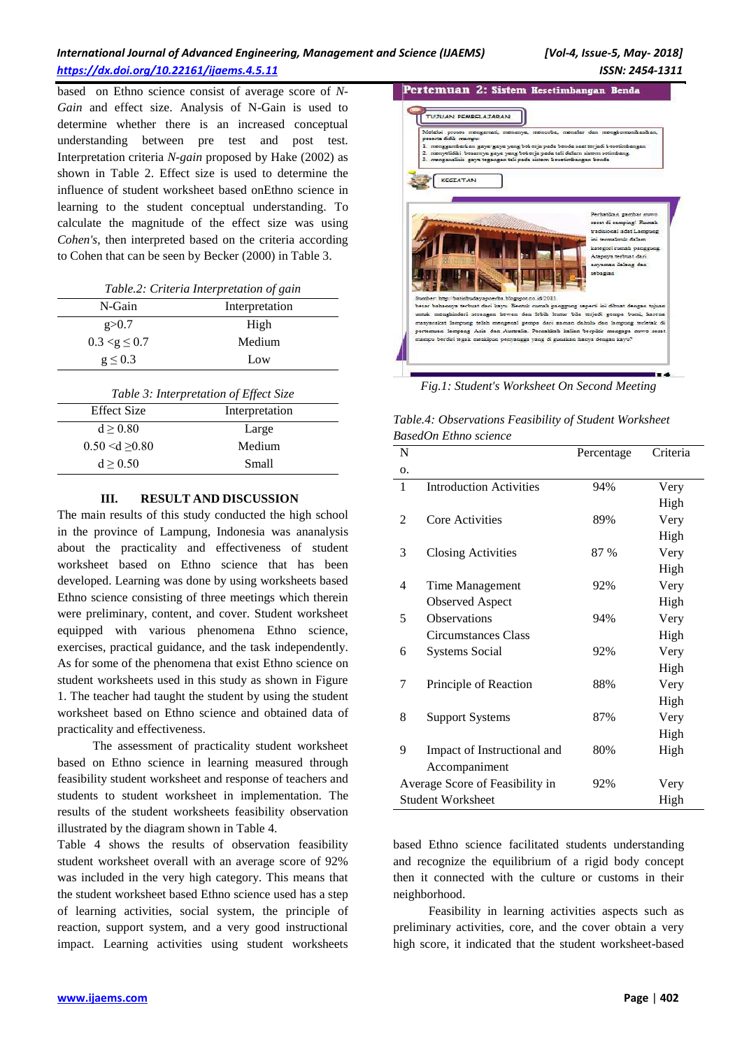based on Ethno science consist of average score of *N-Gain* and effect size. Analysis of N-Gain is used to determine whether there is an increased conceptual understanding between pre test and post test. Interpretation criteria *N-gain* proposed by Hake (2002) as shown in Table 2. Effect size is used to determine the influence of student worksheet based onEthno science in learning to the student conceptual understanding. To calculate the magnitude of the effect size was using *Cohen's*, then interpreted based on the criteria according to Cohen that can be seen by Becker (2000) in Table 3.

*Table.2: Criteria Interpretation of gain*

| N-Gain | Interpretation |
|---|---|
| $g>0.7$ | High |
| $0.3 < g \leq 0.7$ | Medium |
| $g \leq 0.3$ | Low |

*Table 3: Interpretation of Effect Size*

| Effect Size | Interpretation |
|---|---|
| $d \geq 0.80$ | Large |
| $0.50 < d \geq 0.80$ | Medium |
| $d \geq 0.50$ | Small |

## III. RESULT AND DISCUSSION

The main results of this study conducted the high school in the province of Lampung, Indonesia was ananalysis about the practicality and effectiveness of student worksheet based on Ethno science that has been developed. Learning was done by using worksheets based Ethno science consisting of three meetings which therein were preliminary, content, and cover. Student worksheet equipped with various phenomena Ethno science, exercises, practical guidance, and the task independently. As for some of the phenomena that exist Ethno science on student worksheets used in this study as shown in Figure 1. The teacher had taught the student by using the student worksheet based on Ethno science and obtained data of practicality and effectiveness.

The assessment of practicality student worksheet based on Ethno science in learning measured through feasibility student worksheet and response of teachers and students to student worksheet in implementation. The results of the student worksheets feasibility observation illustrated by the diagram shown in Table 4.

Table 4 shows the results of observation feasibility student worksheet overall with an average score of 92% was included in the very high category. This means that the student worksheet based Ethno science used has a step of learning activities, social system, the principle of reaction, support system, and a very good instructional impact. Learning activities using student worksheets

*Fig.1: Student's Worksheet On Second Meeting*

*Table.4: Observations Feasibility of Student Worksheet BasedOn Ethno science*

| No. | | Percentage | Criteria |
|---|---|---|---|
| 1 | Introduction Activities | 94% | Very High |
| 2 | Core Activities | 89% | Very High |
| 3 | Closing Activities | 87 % | Very High |
| 4 | Time Management Observed Aspect | 92% | Very High |
| 5 | Observations Circumstances Class | 94% | Very High |
| 6 | Systems Social | 92% | Very High |
| 7 | Principle of Reaction | 88% | Very High |
| 8 | Support Systems | 87% | Very High |
| 9 | Impact of Instructional and Accompaniment | 80% | High |
| Average Score of Feasibility in Student Worksheet | | 92% | Very High |

based Ethno science facilitated students understanding and recognize the equilibrium of a rigid body concept then it connected with the culture or customs in their neighborhood.

Feasibility in learning activities aspects such as preliminary activities, core, and the cover obtain a very high score, it indicated that the student worksheet-based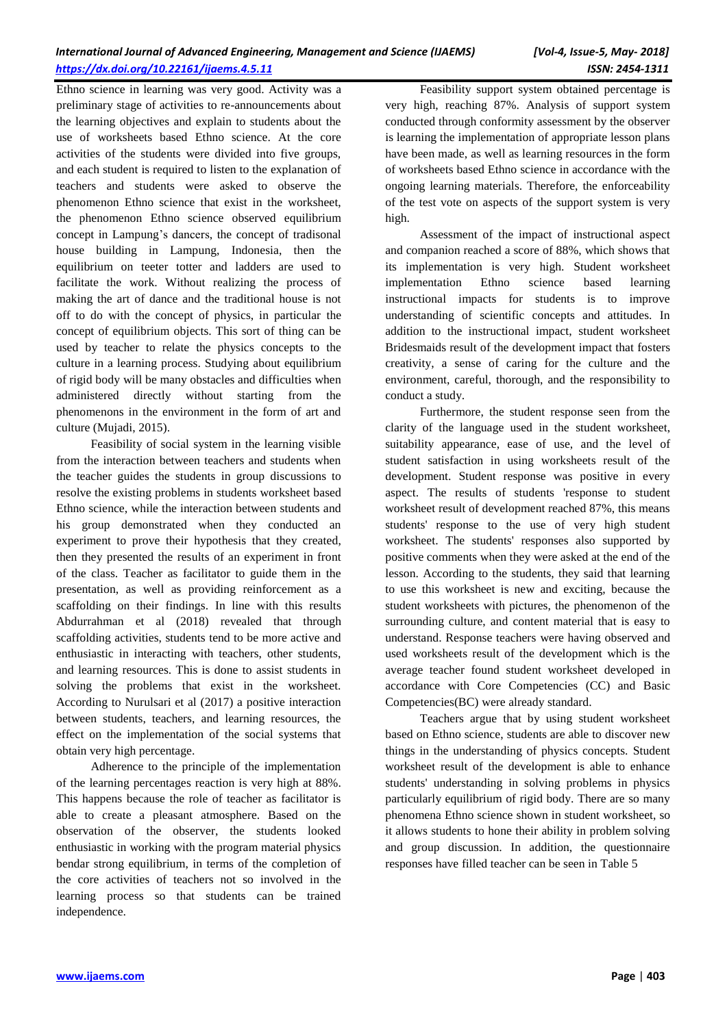Ethno science in learning was very good. Activity was a preliminary stage of activities to re-announcements about the learning objectives and explain to students about the use of worksheets based Ethno science. At the core activities of the students were divided into five groups, and each student is required to listen to the explanation of teachers and students were asked to observe the phenomenon Ethno science that exist in the worksheet, the phenomenon Ethno science observed equilibrium concept in Lampung's dancers, the concept of tradisonal house building in Lampung, Indonesia, then the equilibrium on teeter totter and ladders are used to facilitate the work. Without realizing the process of making the art of dance and the traditional house is not off to do with the concept of physics, in particular the concept of equilibrium objects. This sort of thing can be used by teacher to relate the physics concepts to the culture in a learning process. Studying about equilibrium of rigid body will be many obstacles and difficulties when administered directly without starting from the phenomenons in the environment in the form of art and culture (Mujadi, 2015).

Feasibility of social system in the learning visible from the interaction between teachers and students when the teacher guides the students in group discussions to resolve the existing problems in students worksheet based Ethno science, while the interaction between students and his group demonstrated when they conducted an experiment to prove their hypothesis that they created, then they presented the results of an experiment in front of the class. Teacher as facilitator to guide them in the presentation, as well as providing reinforcement as a scaffolding on their findings. In line with this results Abdurrahman et al (2018) revealed that through scaffolding activities, students tend to be more active and enthusiastic in interacting with teachers, other students, and learning resources. This is done to assist students in solving the problems that exist in the worksheet. According to Nurulsari et al (2017) a positive interaction between students, teachers, and learning resources, the effect on the implementation of the social systems that obtain very high percentage.

Adherence to the principle of the implementation of the learning percentages reaction is very high at 88%. This happens because the role of teacher as facilitator is able to create a pleasant atmosphere. Based on the observation of the observer, the students looked enthusiastic in working with the program material physics bendar strong equilibrium, in terms of the completion of the core activities of teachers not so involved in the learning process so that students can be trained independence.

Feasibility support system obtained percentage is very high, reaching 87%. Analysis of support system conducted through conformity assessment by the observer is learning the implementation of appropriate lesson plans have been made, as well as learning resources in the form of worksheets based Ethno science in accordance with the ongoing learning materials. Therefore, the enforceability of the test vote on aspects of the support system is very high.

Assessment of the impact of instructional aspect and companion reached a score of 88%, which shows that its implementation is very high. Student worksheet implementation Ethno science based learning instructional impacts for students is to improve understanding of scientific concepts and attitudes. In addition to the instructional impact, student worksheet Bridesmaids result of the development impact that fosters creativity, a sense of caring for the culture and the environment, careful, thorough, and the responsibility to conduct a study.

Furthermore, the student response seen from the clarity of the language used in the student worksheet, suitability appearance, ease of use, and the level of student satisfaction in using worksheets result of the development. Student response was positive in every aspect. The results of students 'response to student worksheet result of development reached 87%, this means students' response to the use of very high student worksheet. The students' responses also supported by positive comments when they were asked at the end of the lesson. According to the students, they said that learning to use this worksheet is new and exciting, because the student worksheets with pictures, the phenomenon of the surrounding culture, and content material that is easy to understand. Response teachers were having observed and used worksheets result of the development which is the average teacher found student worksheet developed in accordance with Core Competencies (CC) and Basic Competencies(BC) were already standard.

Teachers argue that by using student worksheet based on Ethno science, students are able to discover new things in the understanding of physics concepts. Student worksheet result of the development is able to enhance students' understanding in solving problems in physics particularly equilibrium of rigid body. There are so many phenomena Ethno science shown in student worksheet, so it allows students to hone their ability in problem solving and group discussion. In addition, the questionnaire responses have filled teacher can be seen in Table 5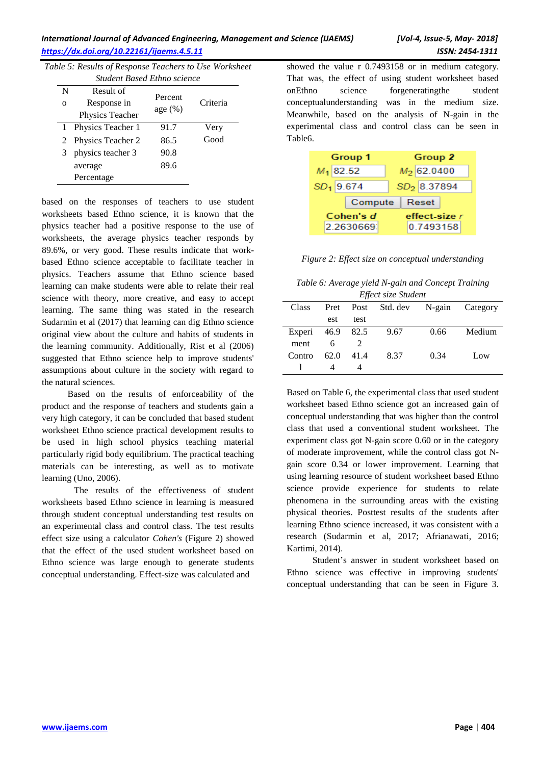Table 5: Results of Response Teachers to Use Worksheet Student Based Ethno science

| No | Result of Response in Physics Teacher | Percentage (%) | Criteria |
|---|---|---|---|
| 1 | Physics Teacher 1 | 91.7 | Very Good |
| 2 | Physics Teacher 2 | 86.5 | |
| 3 | physics teacher 3 | 90.8 | |
| | average Percentage | 89.6 | |

based on the responses of teachers to use student worksheets based Ethno science, it is known that the physics teacher had a positive response to the use of worksheets, the average physics teacher responds by 89.6%, or very good. These results indicate that work-based Ethno science acceptable to facilitate teacher in physics. Teachers assume that Ethno science based learning can make students were able to relate their real science with theory, more creative, and easy to accept learning. The same thing was stated in the research Sudarmin et al (2017) that learning can dig Ethno science original view about the culture and habits of students in the learning community. Additionally, Rist et al (2006) suggested that Ethno science help to improve students' assumptions about culture in the society with regard to the natural sciences.

Based on the results of enforceability of the product and the response of teachers and students gain a very high category, it can be concluded that based student worksheet Ethno science practical development results to be used in high school physics teaching material particularly rigid body equilibrium. The practical teaching materials can be interesting, as well as to motivate learning (Uno, 2006).

The results of the effectiveness of student worksheets based Ethno science in learning is measured through student conceptual understanding test results on an experimental class and control class. The test results effect size using a calculator *Cohen's* (Figure 2) showed that the effect of the used student worksheet based on Ethno science was large enough to generate students conceptual understanding. Effect-size was calculated and showed the value r 0.7493158 or in medium category. That was, the effect of using student worksheet based onEthno science forgeneratingthe student conceptualunderstanding was in the medium size. Meanwhile, based on the analysis of N-gain in the experimental class and control class can be seen in Table6.

| Group 1 | | Group 2 | |
|---|---|---|---|
| $M_1$ | 82.52 | $M_2$ | 62.0400 |
| $SD_1$ | 9.674 | $SD_2$ | 8.37894 |
| Compute | | Reset | |
| Cohen's *d* | 2.2630669 | effect-size *r* | 0.7493158 |

Figure 2: Effect size on conceptual understanding

Table 6: Average yield N-gain and Concept Training Effect size Student

| Class | Pretest | Post test | Std. dev | N-gain | Category |
|---|---|---|---|---|---|
| Experiment | 46.96 | 82.52 | 9.67 | 0.66 | Medium |
| Control | 62.04 | 41.44 | 8.37 | 0.34 | Low |

Based on Table 6, the experimental class that used student worksheet based Ethno science got an increased gain of conceptual understanding that was higher than the control class that used a conventional student worksheet. The experiment class got N-gain score 0.60 or in the category of moderate improvement, while the control class got N-gain score 0.34 or lower improvement. Learning that using learning resource of student worksheet based Ethno science provide experience for students to relate phenomena in the surrounding areas with the existing physical theories. Posttest results of the students after learning Ethno science increased, it was consistent with a research (Sudarmin et al, 2017; Afrianawati, 2016; Kartimi, 2014).

Student's answer in student worksheet based on Ethno science was effective in improving students' conceptual understanding that can be seen in Figure 3.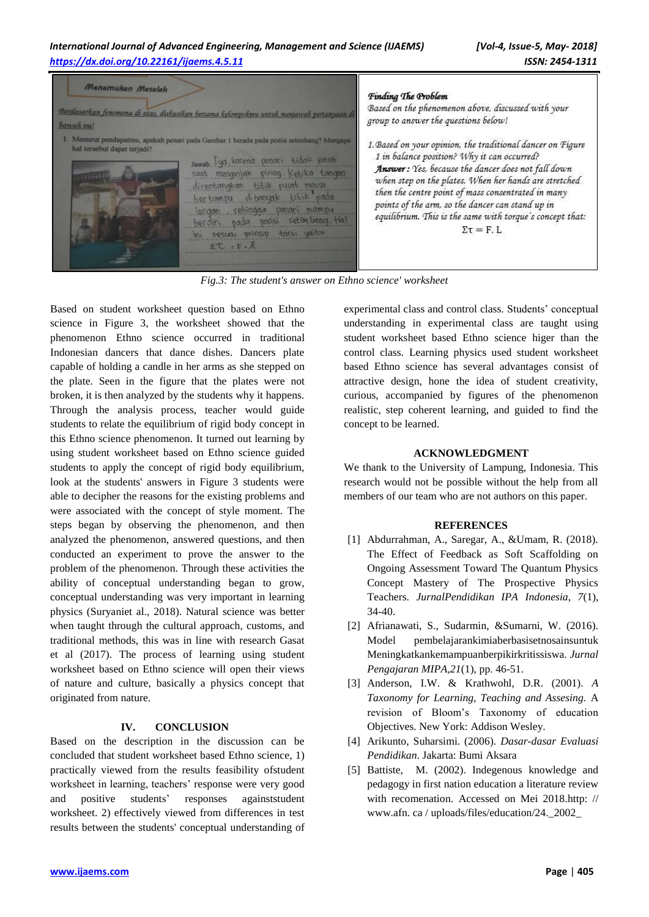Finding The Problem

*Based on the phenomenon above, discussed with your group to answer the questions below!*

*1. Based on your opinion, the traditional dancer on Figure 1 in balance position? Why it can occurred?*

***Answer :** Yes, because the dancer does not fall down when step on the plates. When her hands are stretched then the centre point of mass consentrated in many points of the arm, so the dancer can stand up in equilibrium. This is the same with torque's concept that:*

$$\Sigma\tau = F.L$$

*Fig.3: The student's answer on Ethno science' worksheet*

Based on student worksheet question based on Ethno science in Figure 3, the worksheet showed that the phenomenon Ethno science occurred in traditional Indonesian dancers that dance dishes. Dancers plate capable of holding a candle in her arms as she stepped on the plate. Seen in the figure that the plates were not broken, it is then analyzed by the students why it happens. Through the analysis process, teacher would guide students to relate the equilibrium of rigid body concept in this Ethno science phenomenon. It turned out learning by using student worksheet based on Ethno science guided students to apply the concept of rigid body equilibrium, look at the students' answers in Figure 3 students were able to decipher the reasons for the existing problems and were associated with the concept of style moment. The steps began by observing the phenomenon, and then analyzed the phenomenon, answered questions, and then conducted an experiment to prove the answer to the problem of the phenomenon. Through these activities the ability of conceptual understanding began to grow, conceptual understanding was very important in learning physics (Suryaniet al., 2018). Natural science was better when taught through the cultural approach, customs, and traditional methods, this was in line with research Gasat et al (2017). The process of learning using student worksheet based on Ethno science will open their views of nature and culture, basically a physics concept that originated from nature.

## IV. CONCLUSION

Based on the description in the discussion can be concluded that student worksheet based Ethno science, 1) practically viewed from the results feasibility ofstudent worksheet in learning, teachers' response were very good and positive students' responses againststudent worksheet. 2) effectively viewed from differences in test results between the students' conceptual understanding of experimental class and control class. Students' conceptual understanding in experimental class are taught using student worksheet based Ethno science higer than the control class. Learning physics used student worksheet based Ethno science has several advantages consist of attractive design, hone the idea of student creativity, curious, accompanied by figures of the phenomenon realistic, step coherent learning, and guided to find the concept to be learned.

## ACKNOWLEDGMENT

We thank to the University of Lampung, Indonesia. This research would not be possible without the help from all members of our team who are not authors on this paper.

## REFERENCES

[1] Abdurrahman, A., Saregar, A., &Umam, R. (2018). The Effect of Feedback as Soft Scaffolding on Ongoing Assessment Toward The Quantum Physics Concept Mastery of The Prospective Physics Teachers. *JurnalPendidikan IPA Indonesia*, *7*(1), 34-40.

[2] Afrianawati, S., Sudarmin, &Sumarni, W. (2016). Model pembelajarankimiaberbasisetnosainsuntuk Meningkatkankemampuanberpikirkritissiswa. *Jurnal Pengajaran MIPA*,*21*(1), pp. 46-51.

[3] Anderson, I.W. & Krathwohl, D.R. (2001). *A Taxonomy for Learning, Teaching and Assesing.* A revision of Bloom's Taxonomy of education Objectives. New York: Addison Wesley.

[4] Arikunto, Suharsimi. (2006). *Dasar-dasar Evaluasi Pendidikan*. Jakarta: Bumi Aksara

[5] Battiste, M. (2002). Indegenous knowledge and pedagogy in first nation education a literature review with recomenation. Accessed on Mei 2018.http: // www.afn. ca / uploads/files/education/24._2002_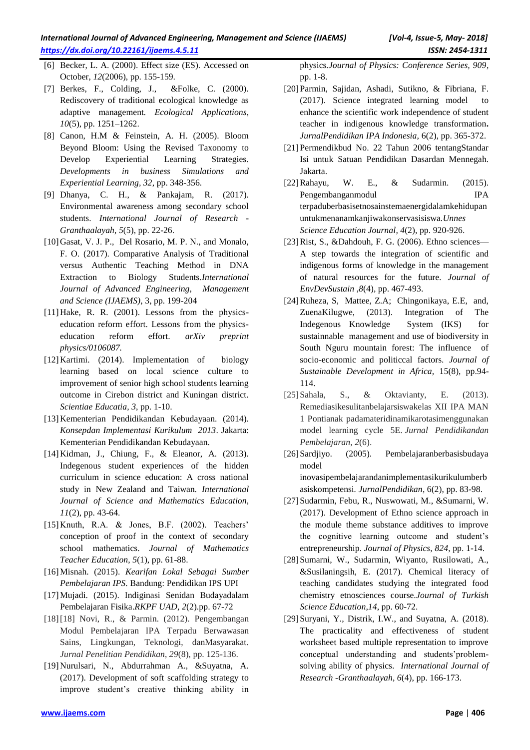[6] Becker, L. A. (2000). Effect size (ES). Accessed on October, *12*(2006), pp. 155-159.

[7] Berkes, F., Colding, J., &Folke, C. (2000). Rediscovery of traditional ecological knowledge as adaptive management. *Ecological Applications*, *10*(5), pp. 1251–1262.

[8] Canon, H.M & Feinstein, A. H. (2005). Bloom Beyond Bloom: Using the Revised Taxonomy to Develop Experiential Learning Strategies. *Developments in business Simulations and Experiential Learning*, *32*, pp. 348-356.

[9] Dhanya, C. H., & Pankajam, R. (2017). Environmental awareness among secondary school students. *International Journal of Research - Granthaalayah*, *5*(5), pp. 22-26.

[10] Gasat, V. J. P., Del Rosario, M. P. N., and Monalo, F. O. (2017). Comparative Analysis of Traditional versus Authentic Teaching Method in DNA Extraction to Biology Students.*International Journal of Advanced Engineering, Management and Science (IJAEMS)*, 3, pp. 199-204

[11] Hake, R. R. (2001). Lessons from the physics-education reform effort. Lessons from the physics-education reform effort. *arXiv preprint physics/0106087.*

[12] Kartimi. (2014). Implementation of biology learning based on local science culture to improvement of senior high school students learning outcome in Cirebon district and Kuningan district. *Scientiae Educatia, 3*, pp. 1-10.

[13] Kementerian Pendidikandan Kebudayaan. (2014). *Konsepdan Implementasi Kurikulum 2013*. Jakarta: Kementerian Pendidikandan Kebudayaan.

[14] Kidman, J., Chiung, F., & Eleanor, A. (2013). Indegenous student experiences of the hidden curriculum in science education: A cross national study in New Zealand and Taiwan. *International Journal of Science and Mathematics Education*, *11*(2), pp. 43-64.

[15] Knuth, R.A. & Jones, B.F. (2002). Teachers' conception of proof in the context of secondary school mathematics. *Journal of Mathematics Teacher Education*, *5*(1), pp. 61-88.

[16] Misnah. (2015). *Kearifan Lokal Sebagai Sumber Pembelajaran IPS*. Bandung: Pendidikan IPS UPI

[17] Mujadi. (2015). Indiginasi Senidan Budayadalam Pembelajaran Fisika.*RKPF UAD*, *2*(2).pp. 67-72

[18] [18] Novi, R., & Parmin. (2012). Pengembangan Modul Pembelajaran IPA Terpadu Berwawasan Sains, Lingkungan, Teknologi, danMasyarakat. *Jurnal Penelitian Pendidikan, 29*(8), pp. 125-136.

[19] Nurulsari, N., Abdurrahman A., &Suyatna, A. (2017). Development of soft scaffolding strategy to improve student's creative thinking ability in physics.*Journal of Physics: Conference Series, 909*, pp. 1-8.

[20] Parmin, Sajidan, Ashadi, Sutikno, & Fibriana, F. (2017). Science integrated learning model to enhance the scientific work independence of student teacher in indigenous knowledge transformation**.** *JurnalPendidikan IPA Indonesia,* 6(2), pp. 365-372.

[21] Permendikbud No. 22 Tahun 2006 tentangStandar Isi untuk Satuan Pendidikan Dasardan Mennegah. Jakarta.

[22] Rahayu, W. E., & Sudarmin. (2015). Pengembanganmodul IPA terpaduberbasisetnosainstemaenergidalamkehidupan untukmenanamkanjiwakonservasisiswa.*Unnes Science Education Journal, 4*(2), pp. 920-926.

[23] Rist, S., &Dahdouh, F. G. (2006). Ethno sciences—A step towards the integration of scientific and indigenous forms of knowledge in the management of natural resources for the future. *Journal of EnvDevSustain ,8*(4), pp. 467-493.

[24] Ruheza, S, Mattee, Z.A; Chingonikaya, E.E, and, ZuenaKilugwe, (2013). Integration of The Indegenous Knowledge System (IKS) for sustainnable management and use of biodiversity in South Nguru mountain forest: The influence of socio-economic and politiccal factors. *Journal of Sustainable Development in Africa,* 15(8), pp.94-114.

[25] Sahala, S., & Oktavianty, E. (2013). Remediasikesulitanbelajarsiswakelas XII IPA MAN 1 Pontianak padamateridinamikarotasimenggunakan model learning cycle 5E. *Jurnal Pendidikandan Pembelajaran*, *2*(6).

[26] Sardjiyo. (2005). Pembelajaranberbasisbudaya model inovasipembelajarandanimplementasikurikulumberbasiskompetensi*. JurnalPendidikan*, 6(2), pp. 83-98.

[27] Sudarmin, Febu, R., Nuswowati, M., &Sumarni, W. (2017). Development of Ethno science approach in the module theme substance additives to improve the cognitive learning outcome and student's entrepreneurship. *Journal of Physics*, *824*, pp. 1-14.

[28] Sumarni, W., Sudarmin, Wiyanto, Rusilowati, A., &Susilaningsih, E. (2017). Chemical literacy of teaching candidates studying the integrated food chemistry etnosciences course.*Journal of Turkish Science Education,14*, pp. 60-72.

[29] Suryani, Y., Distrik, I.W., and Suyatna, A. (2018). The practicality and effectiveness of student worksheet based multiple representation to improve conceptual understanding and students'problem-solving ability of physics. *International Journal of Research -Granthaalayah*, *6*(4), pp. 166-173.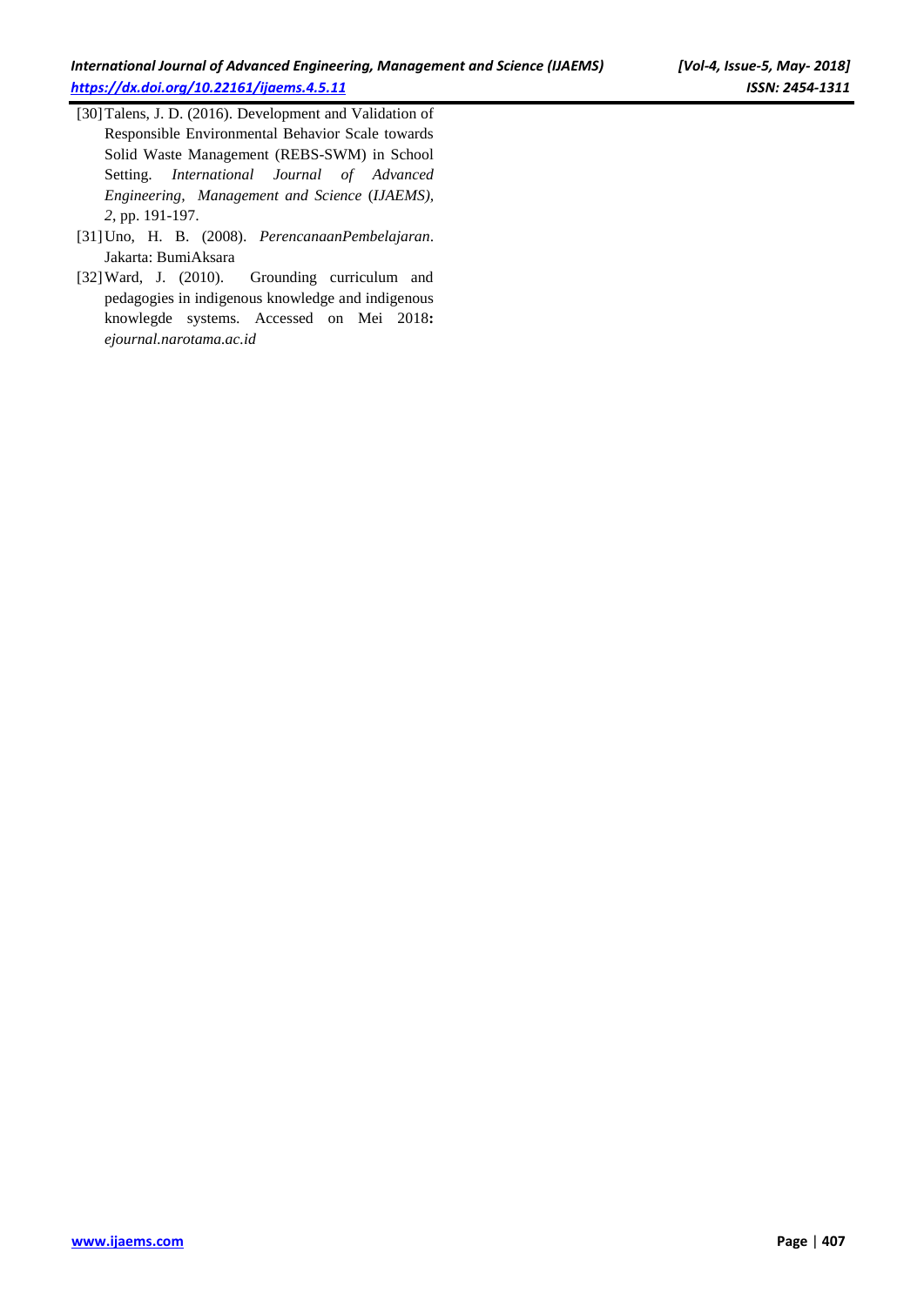[30] Talens, J. D. (2016). Development and Validation of Responsible Environmental Behavior Scale towards Solid Waste Management (REBS-SWM) in School Setting. *International Journal of Advanced Engineering, Management and Science* (*IJAEMS), 2*, pp. 191-197.

[31] Uno, H. B. (2008). *PerencanaanPembelajaran*. Jakarta: BumiAksara

[32] Ward, J. (2010). Grounding curriculum and pedagogies in indigenous knowledge and indigenous knowlegde systems. Accessed on Mei 2018**:** *ejournal.narotama.ac.id*